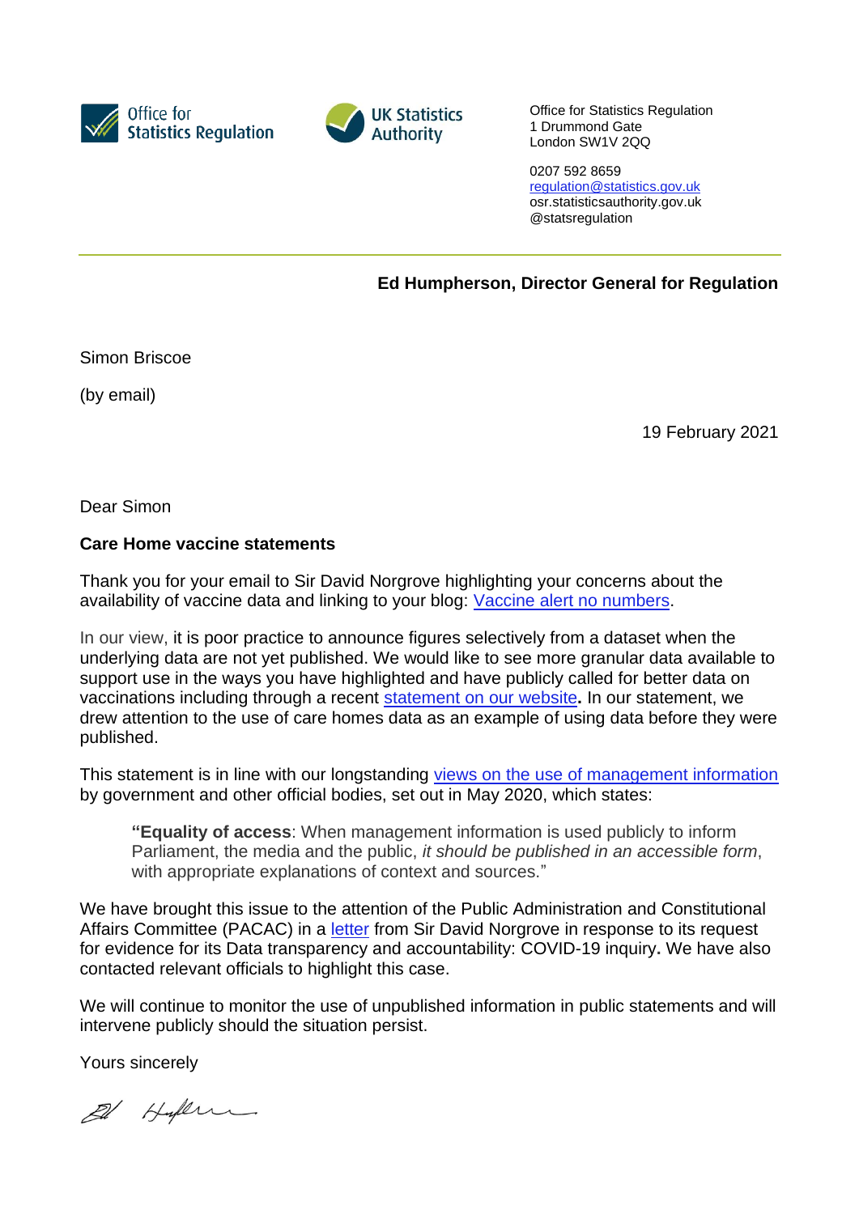Office for Statistics Regulation

UK Statistics Authority

Office for Statistics Regulation
1 Drummond Gate
London SW1V 2QQ

0207 592 8659
regulation@statistics.gov.uk
osr.statisticsauthority.gov.uk
@statsregulation

**Ed Humpherson, Director General for Regulation**

Simon Briscoe

(by email)

19 February 2021

Dear Simon

**Care Home vaccine statements**

Thank you for your email to Sir David Norgrove highlighting your concerns about the availability of vaccine data and linking to your blog: Vaccine alert no numbers.

In our view, it is poor practice to announce figures selectively from a dataset when the underlying data are not yet published. We would like to see more granular data available to support use in the ways you have highlighted and have publicly called for better data on vaccinations including through a recent statement on our website**.** In our statement, we drew attention to the use of care homes data as an example of using data before they were published.

This statement is in line with our longstanding views on the use of management information by government and other official bodies, set out in May 2020, which states:

> "**Equality of access**: When management information is used publicly to inform Parliament, the media and the public, *it should be published in an accessible form*, with appropriate explanations of context and sources."

We have brought this issue to the attention of the Public Administration and Constitutional Affairs Committee (PACAC) in a letter from Sir David Norgrove in response to its request for evidence for its Data transparency and accountability: COVID-19 inquiry**.** We have also contacted relevant officials to highlight this case.

We will continue to monitor the use of unpublished information in public statements and will intervene publicly should the situation persist.

Yours sincerely

Ed Humpherson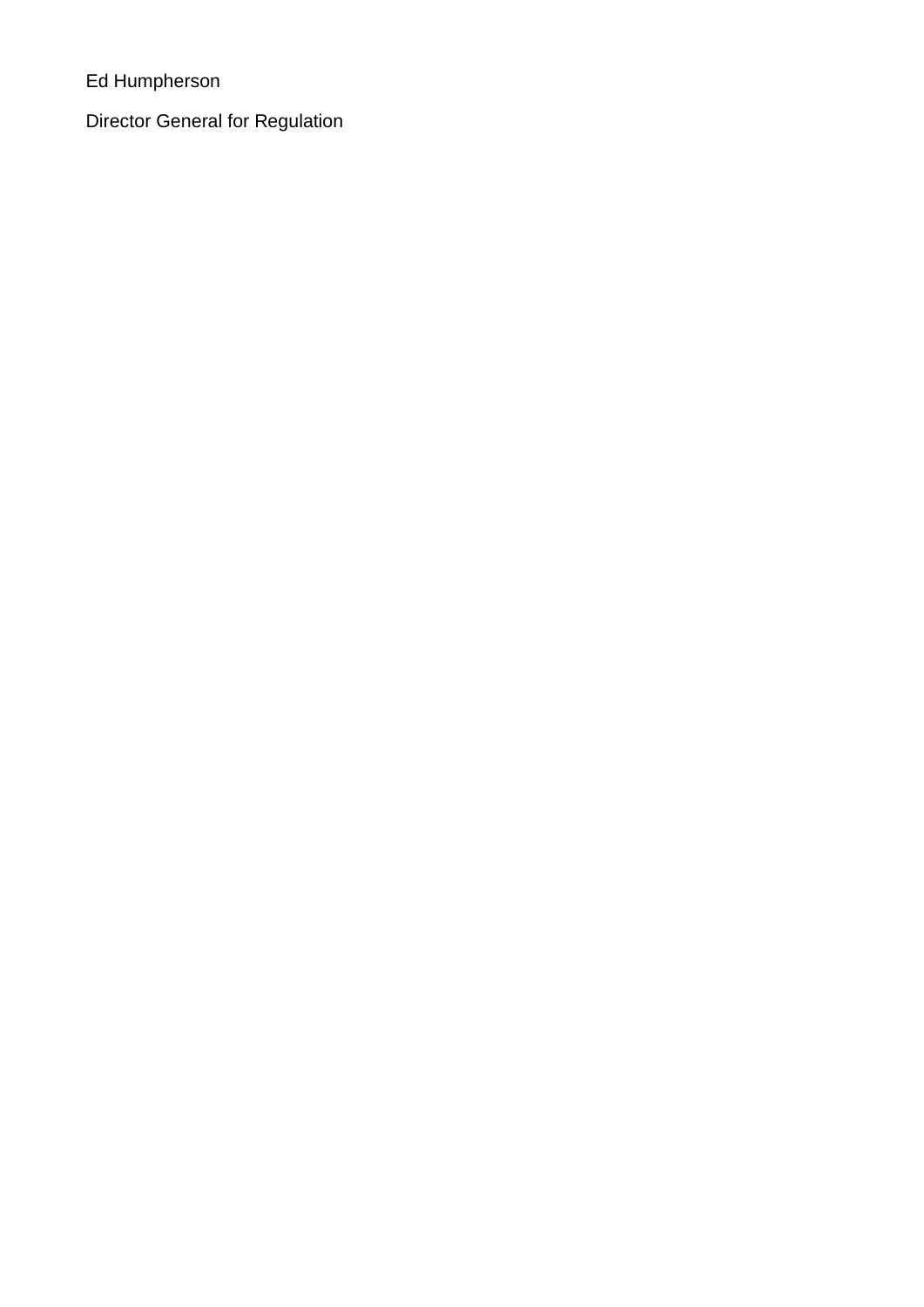Ed Humpherson

Director General for Regulation